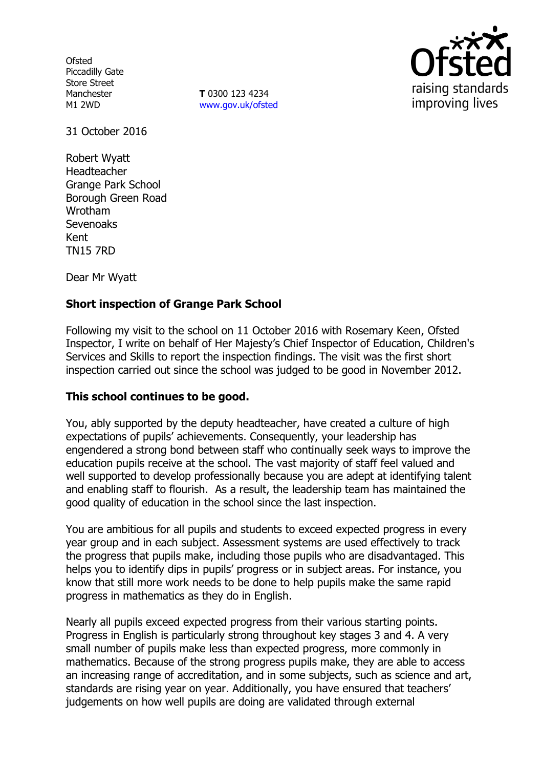Ofsted
Piccadilly Gate
Store Street
Manchester
M1 2WD

**T** 0300 123 4234
www.gov.uk/ofsted

31 October 2016

Robert Wyatt
Headteacher
Grange Park School
Borough Green Road
Wrotham
Sevenoaks
Kent
TN15 7RD

Dear Mr Wyatt

**Short inspection of Grange Park School**

Following my visit to the school on 11 October 2016 with Rosemary Keen, Ofsted Inspector, I write on behalf of Her Majesty's Chief Inspector of Education, Children's Services and Skills to report the inspection findings. The visit was the first short inspection carried out since the school was judged to be good in November 2012.

**This school continues to be good.**

You, ably supported by the deputy headteacher, have created a culture of high expectations of pupils' achievements. Consequently, your leadership has engendered a strong bond between staff who continually seek ways to improve the education pupils receive at the school. The vast majority of staff feel valued and well supported to develop professionally because you are adept at identifying talent and enabling staff to flourish. As a result, the leadership team has maintained the good quality of education in the school since the last inspection.

You are ambitious for all pupils and students to exceed expected progress in every year group and in each subject. Assessment systems are used effectively to track the progress that pupils make, including those pupils who are disadvantaged. This helps you to identify dips in pupils' progress or in subject areas. For instance, you know that still more work needs to be done to help pupils make the same rapid progress in mathematics as they do in English.

Nearly all pupils exceed expected progress from their various starting points. Progress in English is particularly strong throughout key stages 3 and 4. A very small number of pupils make less than expected progress, more commonly in mathematics. Because of the strong progress pupils make, they are able to access an increasing range of accreditation, and in some subjects, such as science and art, standards are rising year on year. Additionally, you have ensured that teachers' judgements on how well pupils are doing are validated through external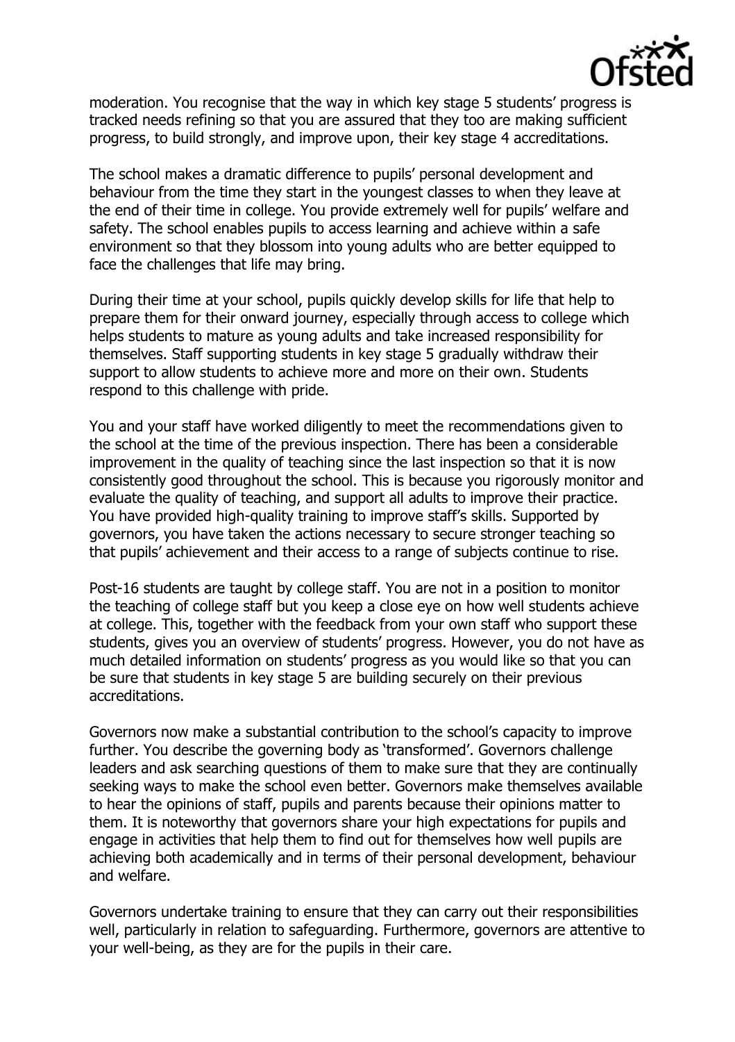moderation. You recognise that the way in which key stage 5 students' progress is tracked needs refining so that you are assured that they too are making sufficient progress, to build strongly, and improve upon, their key stage 4 accreditations.

The school makes a dramatic difference to pupils' personal development and behaviour from the time they start in the youngest classes to when they leave at the end of their time in college. You provide extremely well for pupils' welfare and safety. The school enables pupils to access learning and achieve within a safe environment so that they blossom into young adults who are better equipped to face the challenges that life may bring.

During their time at your school, pupils quickly develop skills for life that help to prepare them for their onward journey, especially through access to college which helps students to mature as young adults and take increased responsibility for themselves. Staff supporting students in key stage 5 gradually withdraw their support to allow students to achieve more and more on their own. Students respond to this challenge with pride.

You and your staff have worked diligently to meet the recommendations given to the school at the time of the previous inspection. There has been a considerable improvement in the quality of teaching since the last inspection so that it is now consistently good throughout the school. This is because you rigorously monitor and evaluate the quality of teaching, and support all adults to improve their practice. You have provided high-quality training to improve staff's skills. Supported by governors, you have taken the actions necessary to secure stronger teaching so that pupils' achievement and their access to a range of subjects continue to rise.

Post-16 students are taught by college staff. You are not in a position to monitor the teaching of college staff but you keep a close eye on how well students achieve at college. This, together with the feedback from your own staff who support these students, gives you an overview of students' progress. However, you do not have as much detailed information on students' progress as you would like so that you can be sure that students in key stage 5 are building securely on their previous accreditations.

Governors now make a substantial contribution to the school's capacity to improve further. You describe the governing body as 'transformed'. Governors challenge leaders and ask searching questions of them to make sure that they are continually seeking ways to make the school even better. Governors make themselves available to hear the opinions of staff, pupils and parents because their opinions matter to them. It is noteworthy that governors share your high expectations for pupils and engage in activities that help them to find out for themselves how well pupils are achieving both academically and in terms of their personal development, behaviour and welfare.

Governors undertake training to ensure that they can carry out their responsibilities well, particularly in relation to safeguarding. Furthermore, governors are attentive to your well-being, as they are for the pupils in their care.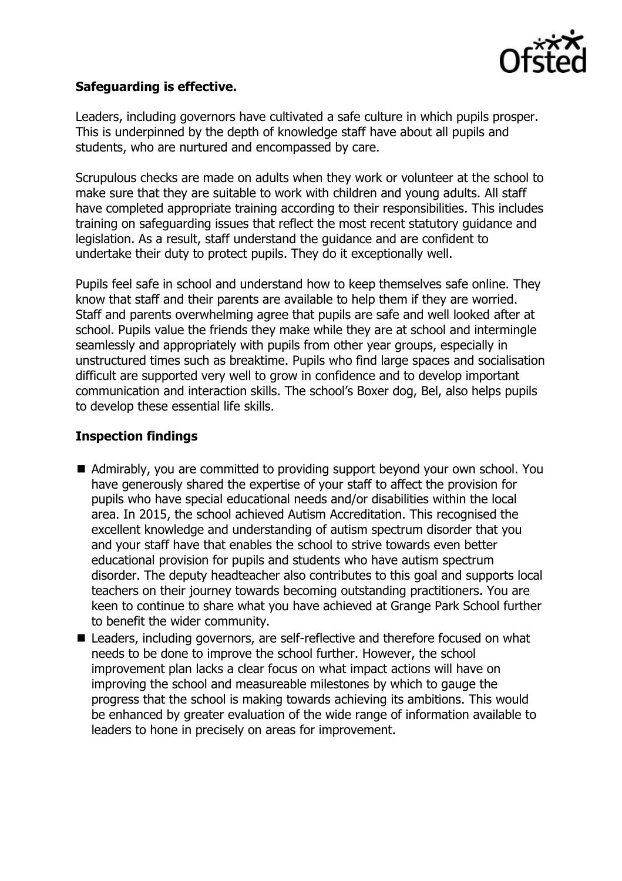**Safeguarding is effective.**

Leaders, including governors have cultivated a safe culture in which pupils prosper. This is underpinned by the depth of knowledge staff have about all pupils and students, who are nurtured and encompassed by care.

Scrupulous checks are made on adults when they work or volunteer at the school to make sure that they are suitable to work with children and young adults. All staff have completed appropriate training according to their responsibilities. This includes training on safeguarding issues that reflect the most recent statutory guidance and legislation. As a result, staff understand the guidance and are confident to undertake their duty to protect pupils. They do it exceptionally well.

Pupils feel safe in school and understand how to keep themselves safe online. They know that staff and their parents are available to help them if they are worried. Staff and parents overwhelming agree that pupils are safe and well looked after at school. Pupils value the friends they make while they are at school and intermingle seamlessly and appropriately with pupils from other year groups, especially in unstructured times such as breaktime. Pupils who find large spaces and socialisation difficult are supported very well to grow in confidence and to develop important communication and interaction skills. The school's Boxer dog, Bel, also helps pupils to develop these essential life skills.

## Inspection findings

- Admirably, you are committed to providing support beyond your own school. You have generously shared the expertise of your staff to affect the provision for pupils who have special educational needs and/or disabilities within the local area. In 2015, the school achieved Autism Accreditation. This recognised the excellent knowledge and understanding of autism spectrum disorder that you and your staff have that enables the school to strive towards even better educational provision for pupils and students who have autism spectrum disorder. The deputy headteacher also contributes to this goal and supports local teachers on their journey towards becoming outstanding practitioners. You are keen to continue to share what you have achieved at Grange Park School further to benefit the wider community.
- Leaders, including governors, are self-reflective and therefore focused on what needs to be done to improve the school further. However, the school improvement plan lacks a clear focus on what impact actions will have on improving the school and measureable milestones by which to gauge the progress that the school is making towards achieving its ambitions. This would be enhanced by greater evaluation of the wide range of information available to leaders to hone in precisely on areas for improvement.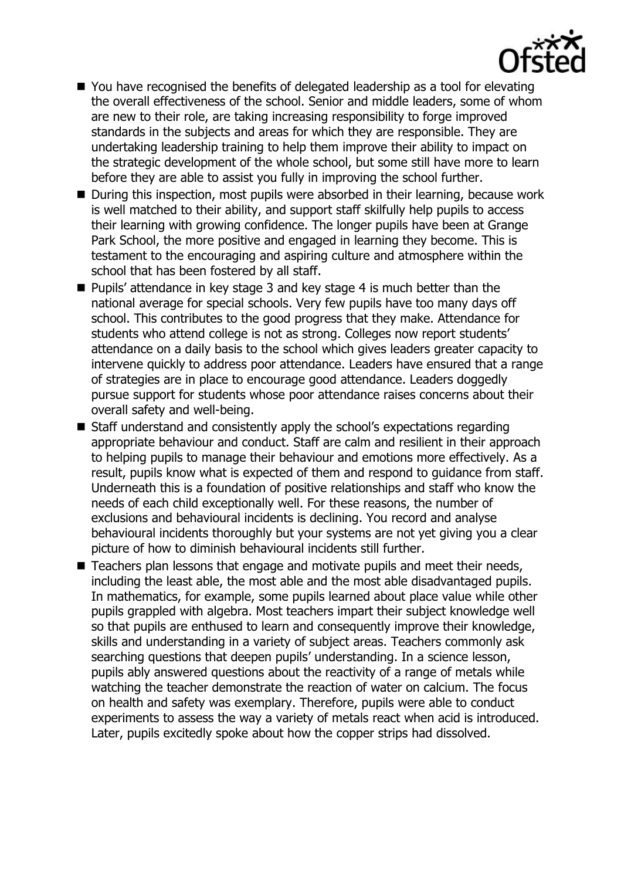- You have recognised the benefits of delegated leadership as a tool for elevating the overall effectiveness of the school. Senior and middle leaders, some of whom are new to their role, are taking increasing responsibility to forge improved standards in the subjects and areas for which they are responsible. They are undertaking leadership training to help them improve their ability to impact on the strategic development of the whole school, but some still have more to learn before they are able to assist you fully in improving the school further.
- During this inspection, most pupils were absorbed in their learning, because work is well matched to their ability, and support staff skilfully help pupils to access their learning with growing confidence. The longer pupils have been at Grange Park School, the more positive and engaged in learning they become. This is testament to the encouraging and aspiring culture and atmosphere within the school that has been fostered by all staff.
- Pupils' attendance in key stage 3 and key stage 4 is much better than the national average for special schools. Very few pupils have too many days off school. This contributes to the good progress that they make. Attendance for students who attend college is not as strong. Colleges now report students' attendance on a daily basis to the school which gives leaders greater capacity to intervene quickly to address poor attendance. Leaders have ensured that a range of strategies are in place to encourage good attendance. Leaders doggedly pursue support for students whose poor attendance raises concerns about their overall safety and well-being.
- Staff understand and consistently apply the school's expectations regarding appropriate behaviour and conduct. Staff are calm and resilient in their approach to helping pupils to manage their behaviour and emotions more effectively. As a result, pupils know what is expected of them and respond to guidance from staff. Underneath this is a foundation of positive relationships and staff who know the needs of each child exceptionally well. For these reasons, the number of exclusions and behavioural incidents is declining. You record and analyse behavioural incidents thoroughly but your systems are not yet giving you a clear picture of how to diminish behavioural incidents still further.
- Teachers plan lessons that engage and motivate pupils and meet their needs, including the least able, the most able and the most able disadvantaged pupils. In mathematics, for example, some pupils learned about place value while other pupils grappled with algebra. Most teachers impart their subject knowledge well so that pupils are enthused to learn and consequently improve their knowledge, skills and understanding in a variety of subject areas. Teachers commonly ask searching questions that deepen pupils' understanding. In a science lesson, pupils ably answered questions about the reactivity of a range of metals while watching the teacher demonstrate the reaction of water on calcium. The focus on health and safety was exemplary. Therefore, pupils were able to conduct experiments to assess the way a variety of metals react when acid is introduced. Later, pupils excitedly spoke about how the copper strips had dissolved.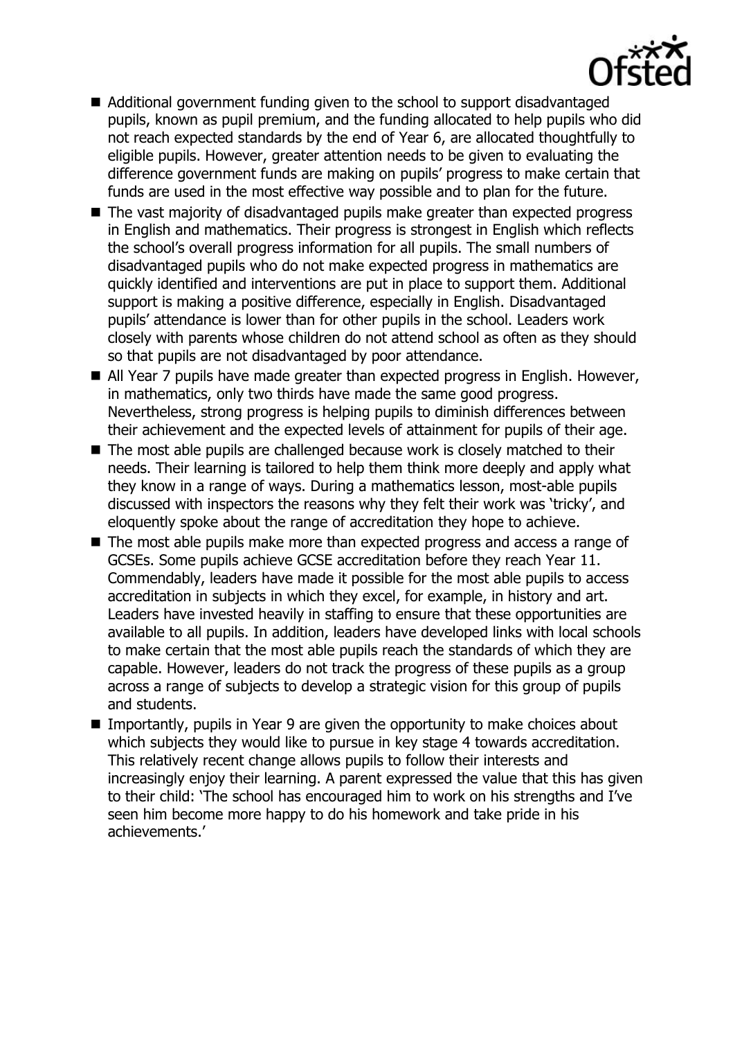- Additional government funding given to the school to support disadvantaged pupils, known as pupil premium, and the funding allocated to help pupils who did not reach expected standards by the end of Year 6, are allocated thoughtfully to eligible pupils. However, greater attention needs to be given to evaluating the difference government funds are making on pupils' progress to make certain that funds are used in the most effective way possible and to plan for the future.
- The vast majority of disadvantaged pupils make greater than expected progress in English and mathematics. Their progress is strongest in English which reflects the school's overall progress information for all pupils. The small numbers of disadvantaged pupils who do not make expected progress in mathematics are quickly identified and interventions are put in place to support them. Additional support is making a positive difference, especially in English. Disadvantaged pupils' attendance is lower than for other pupils in the school. Leaders work closely with parents whose children do not attend school as often as they should so that pupils are not disadvantaged by poor attendance.
- All Year 7 pupils have made greater than expected progress in English. However, in mathematics, only two thirds have made the same good progress. Nevertheless, strong progress is helping pupils to diminish differences between their achievement and the expected levels of attainment for pupils of their age.
- The most able pupils are challenged because work is closely matched to their needs. Their learning is tailored to help them think more deeply and apply what they know in a range of ways. During a mathematics lesson, most-able pupils discussed with inspectors the reasons why they felt their work was 'tricky', and eloquently spoke about the range of accreditation they hope to achieve.
- The most able pupils make more than expected progress and access a range of GCSEs. Some pupils achieve GCSE accreditation before they reach Year 11. Commendably, leaders have made it possible for the most able pupils to access accreditation in subjects in which they excel, for example, in history and art. Leaders have invested heavily in staffing to ensure that these opportunities are available to all pupils. In addition, leaders have developed links with local schools to make certain that the most able pupils reach the standards of which they are capable. However, leaders do not track the progress of these pupils as a group across a range of subjects to develop a strategic vision for this group of pupils and students.
- Importantly, pupils in Year 9 are given the opportunity to make choices about which subjects they would like to pursue in key stage 4 towards accreditation. This relatively recent change allows pupils to follow their interests and increasingly enjoy their learning. A parent expressed the value that this has given to their child: 'The school has encouraged him to work on his strengths and I've seen him become more happy to do his homework and take pride in his achievements.'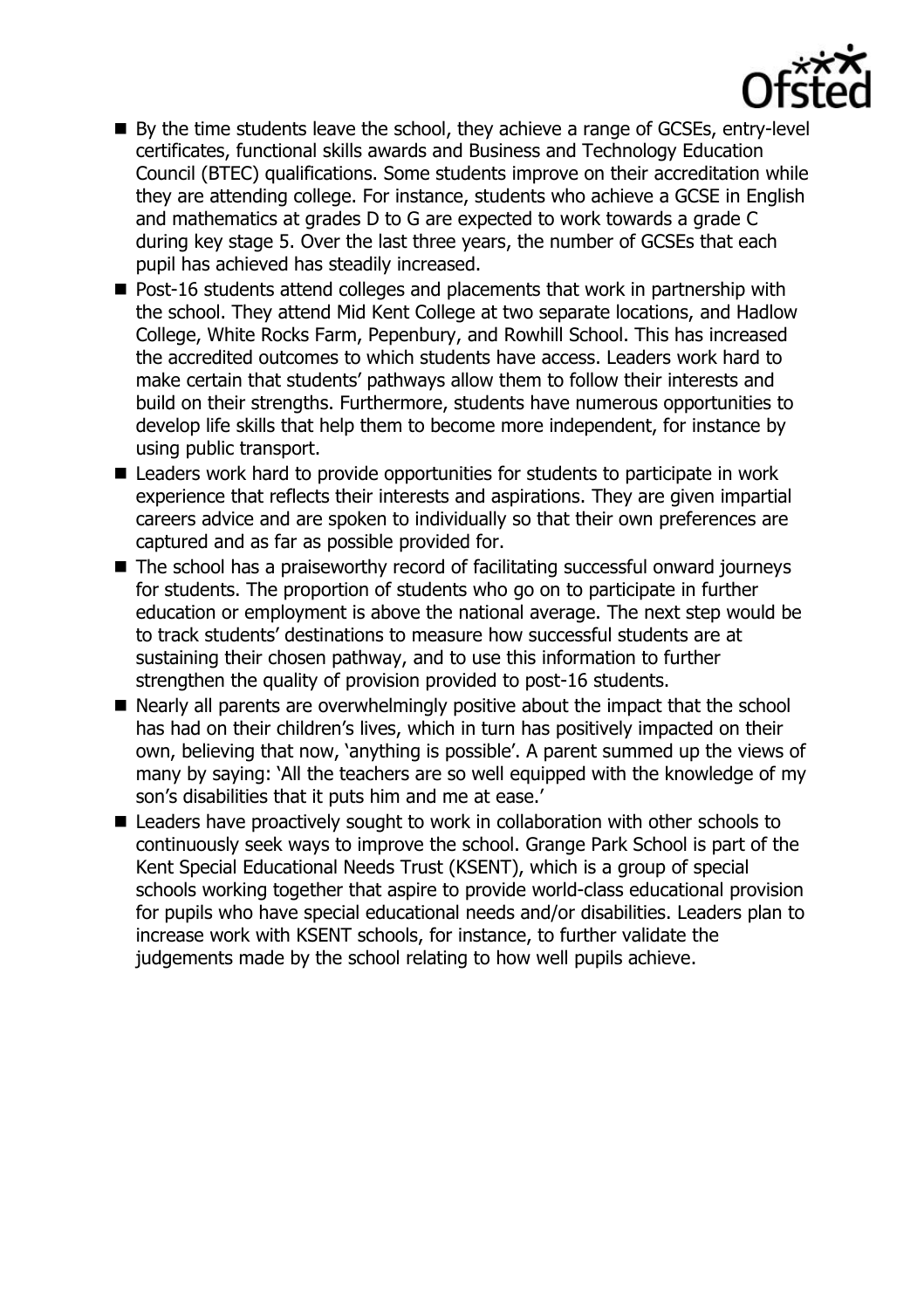- By the time students leave the school, they achieve a range of GCSEs, entry-level certificates, functional skills awards and Business and Technology Education Council (BTEC) qualifications. Some students improve on their accreditation while they are attending college. For instance, students who achieve a GCSE in English and mathematics at grades D to G are expected to work towards a grade C during key stage 5. Over the last three years, the number of GCSEs that each pupil has achieved has steadily increased.
- Post-16 students attend colleges and placements that work in partnership with the school. They attend Mid Kent College at two separate locations, and Hadlow College, White Rocks Farm, Pepenbury, and Rowhill School. This has increased the accredited outcomes to which students have access. Leaders work hard to make certain that students' pathways allow them to follow their interests and build on their strengths. Furthermore, students have numerous opportunities to develop life skills that help them to become more independent, for instance by using public transport.
- Leaders work hard to provide opportunities for students to participate in work experience that reflects their interests and aspirations. They are given impartial careers advice and are spoken to individually so that their own preferences are captured and as far as possible provided for.
- The school has a praiseworthy record of facilitating successful onward journeys for students. The proportion of students who go on to participate in further education or employment is above the national average. The next step would be to track students' destinations to measure how successful students are at sustaining their chosen pathway, and to use this information to further strengthen the quality of provision provided to post-16 students.
- Nearly all parents are overwhelmingly positive about the impact that the school has had on their children's lives, which in turn has positively impacted on their own, believing that now, 'anything is possible'. A parent summed up the views of many by saying: 'All the teachers are so well equipped with the knowledge of my son's disabilities that it puts him and me at ease.'
- Leaders have proactively sought to work in collaboration with other schools to continuously seek ways to improve the school. Grange Park School is part of the Kent Special Educational Needs Trust (KSENT), which is a group of special schools working together that aspire to provide world-class educational provision for pupils who have special educational needs and/or disabilities. Leaders plan to increase work with KSENT schools, for instance, to further validate the judgements made by the school relating to how well pupils achieve.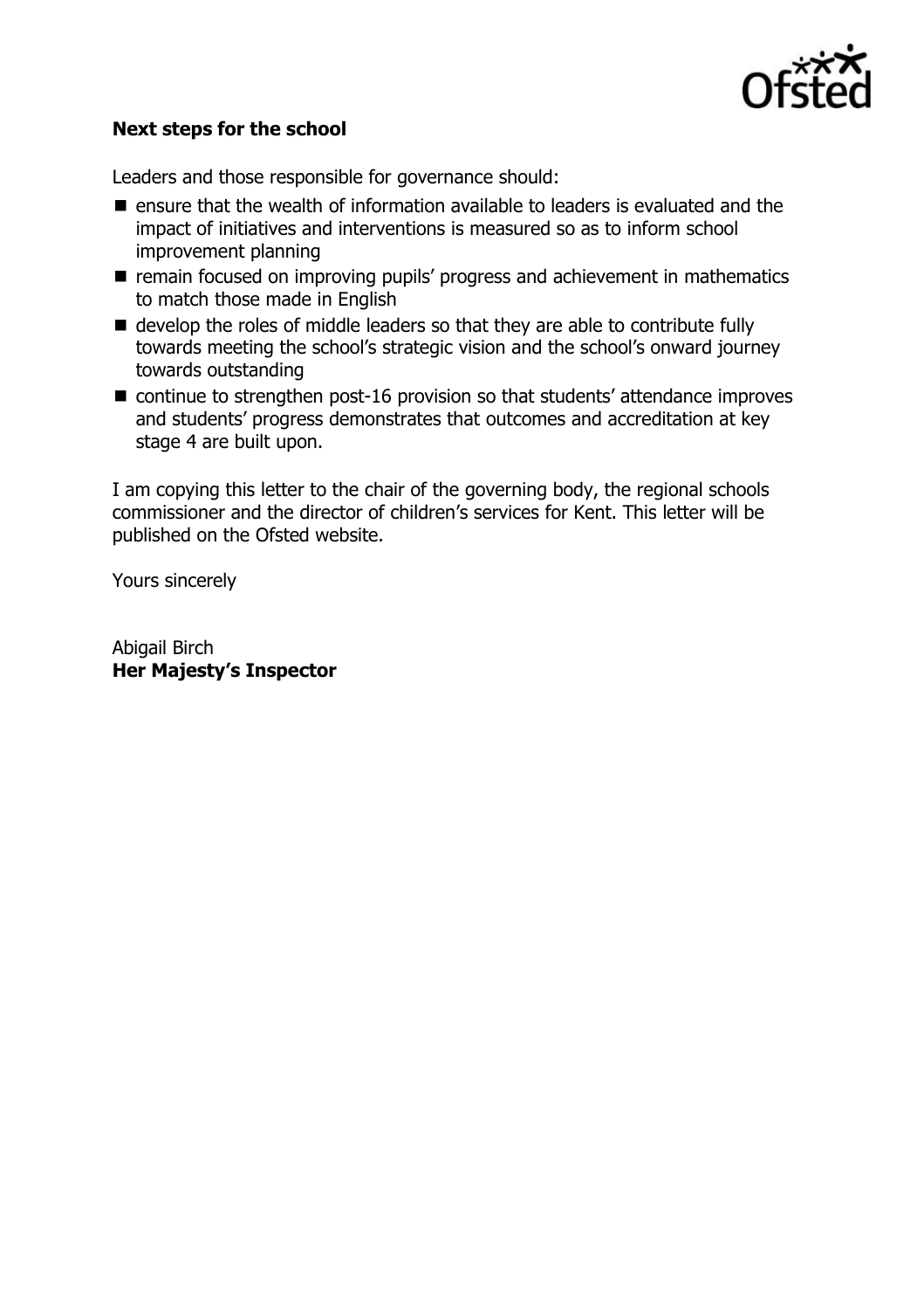**Next steps for the school**

Leaders and those responsible for governance should:

- ensure that the wealth of information available to leaders is evaluated and the impact of initiatives and interventions is measured so as to inform school improvement planning
- remain focused on improving pupils' progress and achievement in mathematics to match those made in English
- develop the roles of middle leaders so that they are able to contribute fully towards meeting the school's strategic vision and the school's onward journey towards outstanding
- continue to strengthen post-16 provision so that students' attendance improves and students' progress demonstrates that outcomes and accreditation at key stage 4 are built upon.

I am copying this letter to the chair of the governing body, the regional schools commissioner and the director of children's services for Kent. This letter will be published on the Ofsted website.

Yours sincerely

Abigail Birch
**Her Majesty's Inspector**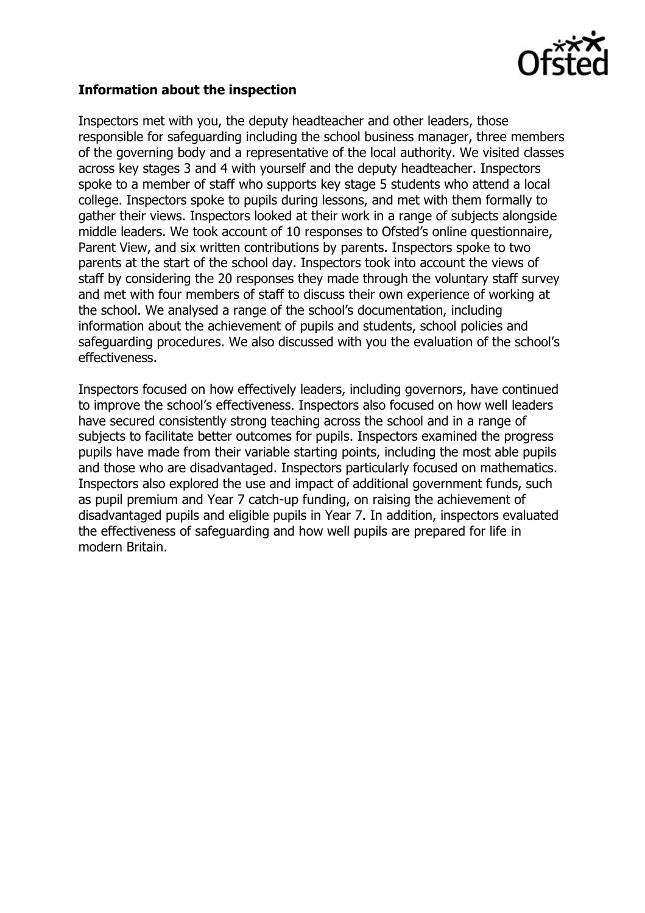**Information about the inspection**

Inspectors met with you, the deputy headteacher and other leaders, those responsible for safeguarding including the school business manager, three members of the governing body and a representative of the local authority. We visited classes across key stages 3 and 4 with yourself and the deputy headteacher. Inspectors spoke to a member of staff who supports key stage 5 students who attend a local college. Inspectors spoke to pupils during lessons, and met with them formally to gather their views. Inspectors looked at their work in a range of subjects alongside middle leaders. We took account of 10 responses to Ofsted's online questionnaire, Parent View, and six written contributions by parents. Inspectors spoke to two parents at the start of the school day. Inspectors took into account the views of staff by considering the 20 responses they made through the voluntary staff survey and met with four members of staff to discuss their own experience of working at the school. We analysed a range of the school's documentation, including information about the achievement of pupils and students, school policies and safeguarding procedures. We also discussed with you the evaluation of the school's effectiveness.

Inspectors focused on how effectively leaders, including governors, have continued to improve the school's effectiveness. Inspectors also focused on how well leaders have secured consistently strong teaching across the school and in a range of subjects to facilitate better outcomes for pupils. Inspectors examined the progress pupils have made from their variable starting points, including the most able pupils and those who are disadvantaged. Inspectors particularly focused on mathematics. Inspectors also explored the use and impact of additional government funds, such as pupil premium and Year 7 catch-up funding, on raising the achievement of disadvantaged pupils and eligible pupils in Year 7. In addition, inspectors evaluated the effectiveness of safeguarding and how well pupils are prepared for life in modern Britain.